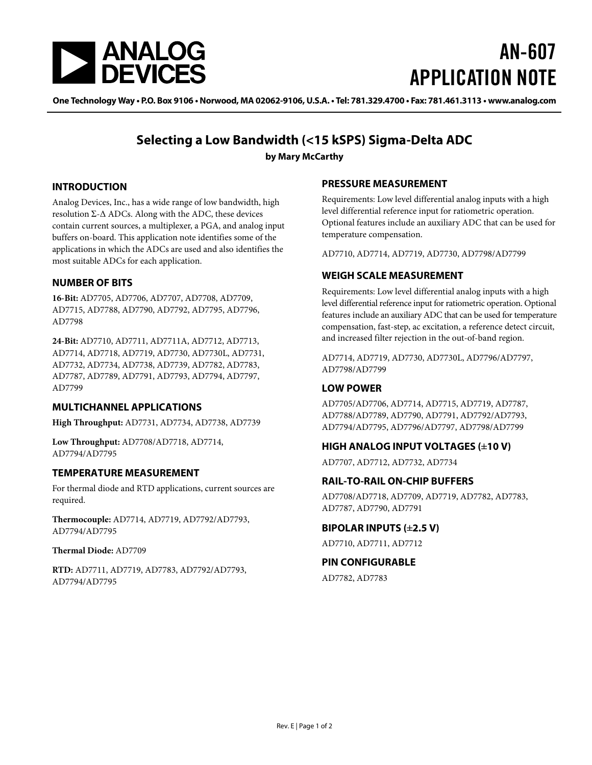# AN-607 APPLICATION NOTE

One Technology Way • P.O. Box 9106 • Norwood, MA 02062-9106, U.S.A. • Tel: 781.329.4700 • Fax: 781.461.3113 • www.analog.com

## Selecting a Low Bandwidth (<15 kSPS) Sigma-Delta ADC

**by Mary McCarthy**

### INTRODUCTION

Analog Devices, Inc., has a wide range of low bandwidth, high resolution Σ-Δ ADCs. Along with the ADC, these devices contain current sources, a multiplexer, a PGA, and analog input buffers on-board. This application note identifies some of the applications in which the ADCs are used and also identifies the most suitable ADCs for each application.

### NUMBER OF BITS

**16-Bit:** AD7705, AD7706, AD7707, AD7708, AD7709, AD7715, AD7788, AD7790, AD7792, AD7795, AD7796, AD7798

**24-Bit:** AD7710, AD7711, AD7711A, AD7712, AD7713, AD7714, AD7718, AD7719, AD7730, AD7730L, AD7731, AD7732, AD7734, AD7738, AD7739, AD7782, AD7783, AD7787, AD7789, AD7791, AD7793, AD7794, AD7797, AD7799

### MULTICHANNEL APPLICATIONS

**High Throughput:** AD7731, AD7734, AD7738, AD7739

**Low Throughput:** AD7708/AD7718, AD7714, AD7794/AD7795

### TEMPERATURE MEASUREMENT

For thermal diode and RTD applications, current sources are required.

**Thermocouple:** AD7714, AD7719, AD7792/AD7793, AD7794/AD7795

**Thermal Diode:** AD7709

**RTD:** AD7711, AD7719, AD7783, AD7792/AD7793, AD7794/AD7795

### PRESSURE MEASUREMENT

Requirements: Low level differential analog inputs with a high level differential reference input for ratiometric operation. Optional features include an auxiliary ADC that can be used for temperature compensation.

AD7710, AD7714, AD7719, AD7730, AD7798/AD7799

### WEIGH SCALE MEASUREMENT

Requirements: Low level differential analog inputs with a high level differential reference input for ratiometric operation. Optional features include an auxiliary ADC that can be used for temperature compensation, fast-step, ac excitation, a reference detect circuit, and increased filter rejection in the out-of-band region.

AD7714, AD7719, AD7730, AD7730L, AD7796/AD7797, AD7798/AD7799

### LOW POWER

AD7705/AD7706, AD7714, AD7715, AD7719, AD7787, AD7788/AD7789, AD7790, AD7791, AD7792/AD7793, AD7794/AD7795, AD7796/AD7797, AD7798/AD7799

### HIGH ANALOG INPUT VOLTAGES (±10 V)

AD7707, AD7712, AD7732, AD7734

### RAIL-TO-RAIL ON-CHIP BUFFERS

AD7708/AD7718, AD7709, AD7719, AD7782, AD7783, AD7787, AD7790, AD7791

### BIPOLAR INPUTS (±2.5 V)

AD7710, AD7711, AD7712

### PIN CONFIGURABLE

AD7782, AD7783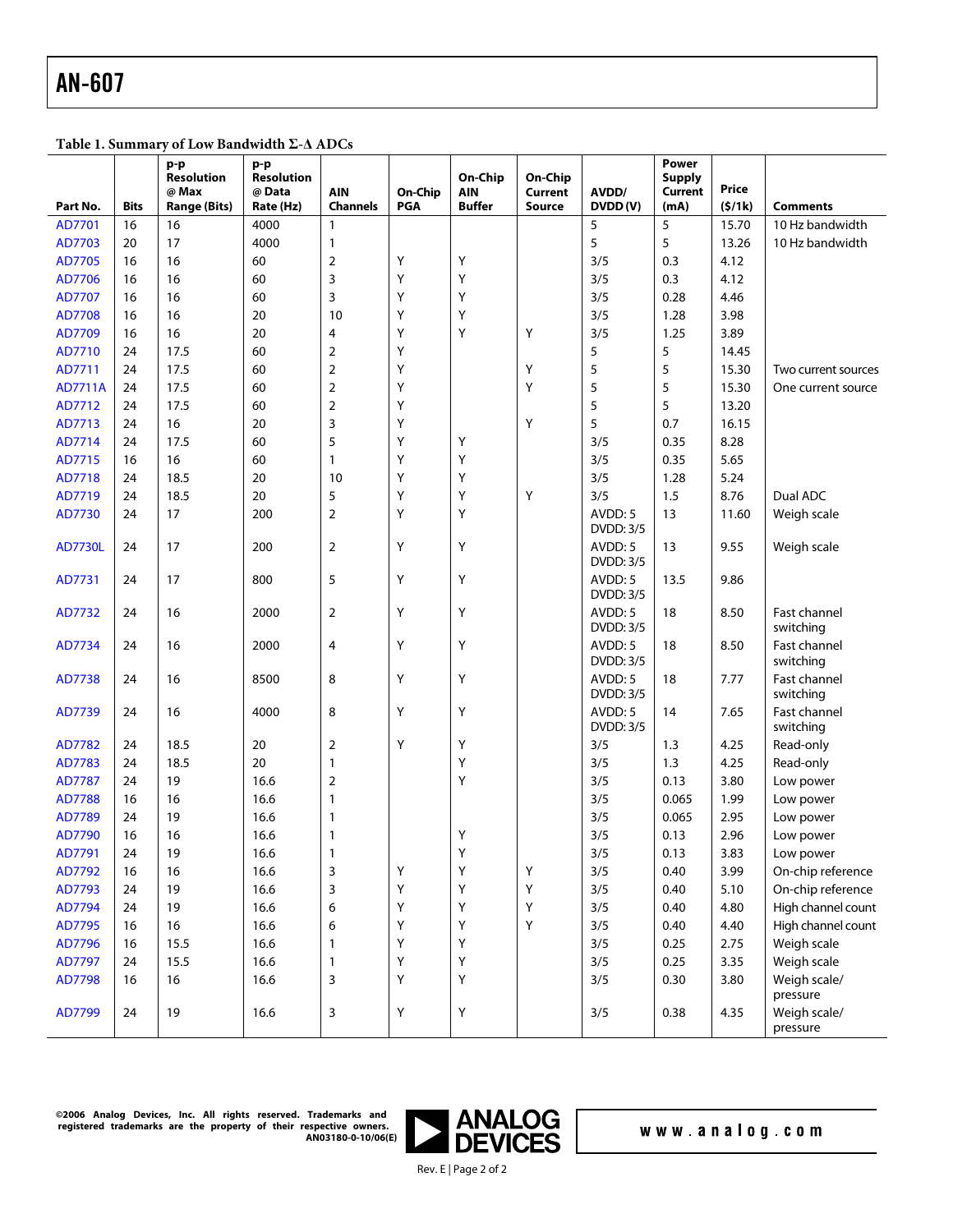**Table 1. Summary of Low Bandwidth Σ-Δ ADCs**

| Part No. | Bits | p-p Resolution @ Max Range (Bits) | p-p Resolution @ Data Rate (Hz) | AIN Channels | On-Chip PGA | On-Chip AIN Buffer | On-Chip Current Source | AVDD/ DVDD (V) | Power Supply Current (mA) | Price ($/1k) | Comments |
|---|---|---|---|---|---|---|---|---|---|---|---|
| AD7701 | 16 | 16 | 4000 | 1 | | | | 5 | 5 | 15.70 | 10 Hz bandwidth |
| AD7703 | 20 | 17 | 4000 | 1 | | | | 5 | 5 | 13.26 | 10 Hz bandwidth |
| AD7705 | 16 | 16 | 60 | 2 | Y | Y | | 3/5 | 0.3 | 4.12 | |
| AD7706 | 16 | 16 | 60 | 3 | Y | Y | | 3/5 | 0.3 | 4.12 | |
| AD7707 | 16 | 16 | 60 | 3 | Y | Y | | 3/5 | 0.28 | 4.46 | |
| AD7708 | 16 | 16 | 20 | 10 | Y | Y | | 3/5 | 1.28 | 3.98 | |
| AD7709 | 16 | 16 | 20 | 4 | Y | Y | Y | 3/5 | 1.25 | 3.89 | |
| AD7710 | 24 | 17.5 | 60 | 2 | Y | | | 5 | 5 | 14.45 | |
| AD7711 | 24 | 17.5 | 60 | 2 | Y | | Y | 5 | 5 | 15.30 | Two current sources |
| AD7711A | 24 | 17.5 | 60 | 2 | Y | | Y | 5 | 5 | 15.30 | One current source |
| AD7712 | 24 | 17.5 | 60 | 2 | Y | | | 5 | 5 | 13.20 | |
| AD7713 | 24 | 16 | 20 | 3 | Y | | Y | 5 | 0.7 | 16.15 | |
| AD7714 | 24 | 17.5 | 60 | 5 | Y | Y | | 3/5 | 0.35 | 8.28 | |
| AD7715 | 16 | 16 | 60 | 1 | Y | Y | | 3/5 | 0.35 | 5.65 | |
| AD7718 | 24 | 18.5 | 20 | 10 | Y | Y | | 3/5 | 1.28 | 5.24 | |
| AD7719 | 24 | 18.5 | 20 | 5 | Y | Y | Y | 3/5 | 1.5 | 8.76 | Dual ADC |
| AD7730 | 24 | 17 | 200 | 2 | Y | Y | | AVDD: 5 DVDD: 3/5 | 13 | 11.60 | Weigh scale |
| AD7730L | 24 | 17 | 200 | 2 | Y | Y | | AVDD: 5 DVDD: 3/5 | 13 | 9.55 | Weigh scale |
| AD7731 | 24 | 17 | 800 | 5 | Y | Y | | AVDD: 5 DVDD: 3/5 | 13.5 | 9.86 | |
| AD7732 | 24 | 16 | 2000 | 2 | Y | Y | | AVDD: 5 DVDD: 3/5 | 18 | 8.50 | Fast channel switching |
| AD7734 | 24 | 16 | 2000 | 4 | Y | Y | | AVDD: 5 DVDD: 3/5 | 18 | 8.50 | Fast channel switching |
| AD7738 | 24 | 16 | 8500 | 8 | Y | Y | | AVDD: 5 DVDD: 3/5 | 18 | 7.77 | Fast channel switching |
| AD7739 | 24 | 16 | 4000 | 8 | Y | Y | | AVDD: 5 DVDD: 3/5 | 14 | 7.65 | Fast channel switching |
| AD7782 | 24 | 18.5 | 20 | 2 | Y | Y | | 3/5 | 1.3 | 4.25 | Read-only |
| AD7783 | 24 | 18.5 | 20 | 1 | | Y | | 3/5 | 1.3 | 4.25 | Read-only |
| AD7787 | 24 | 19 | 16.6 | 2 | | Y | | 3/5 | 0.13 | 3.80 | Low power |
| AD7788 | 16 | 16 | 16.6 | 1 | | | | 3/5 | 0.065 | 1.99 | Low power |
| AD7789 | 24 | 19 | 16.6 | 1 | | | | 3/5 | 0.065 | 2.95 | Low power |
| AD7790 | 16 | 16 | 16.6 | 1 | | Y | | 3/5 | 0.13 | 2.96 | Low power |
| AD7791 | 24 | 19 | 16.6 | 1 | | Y | | 3/5 | 0.13 | 3.83 | Low power |
| AD7792 | 16 | 16 | 16.6 | 3 | Y | Y | Y | 3/5 | 0.40 | 3.99 | On-chip reference |
| AD7793 | 24 | 19 | 16.6 | 3 | Y | Y | Y | 3/5 | 0.40 | 5.10 | On-chip reference |
| AD7794 | 24 | 19 | 16.6 | 6 | Y | Y | Y | 3/5 | 0.40 | 4.80 | High channel count |
| AD7795 | 16 | 16 | 16.6 | 6 | Y | Y | Y | 3/5 | 0.40 | 4.40 | High channel count |
| AD7796 | 16 | 15.5 | 16.6 | 1 | Y | Y | | 3/5 | 0.25 | 2.75 | Weigh scale |
| AD7797 | 24 | 15.5 | 16.6 | 1 | Y | Y | | 3/5 | 0.25 | 3.35 | Weigh scale |
| AD7798 | 16 | 16 | 16.6 | 3 | Y | Y | | 3/5 | 0.30 | 3.80 | Weigh scale/ pressure |
| AD7799 | 24 | 19 | 16.6 | 3 | Y | Y | | 3/5 | 0.38 | 4.35 | Weigh scale/ pressure |

©2006 Analog Devices, Inc. All rights reserved. Trademarks and registered trademarks are the property of their respective owners. AN03180-0-10/06(E)

www.analog.com